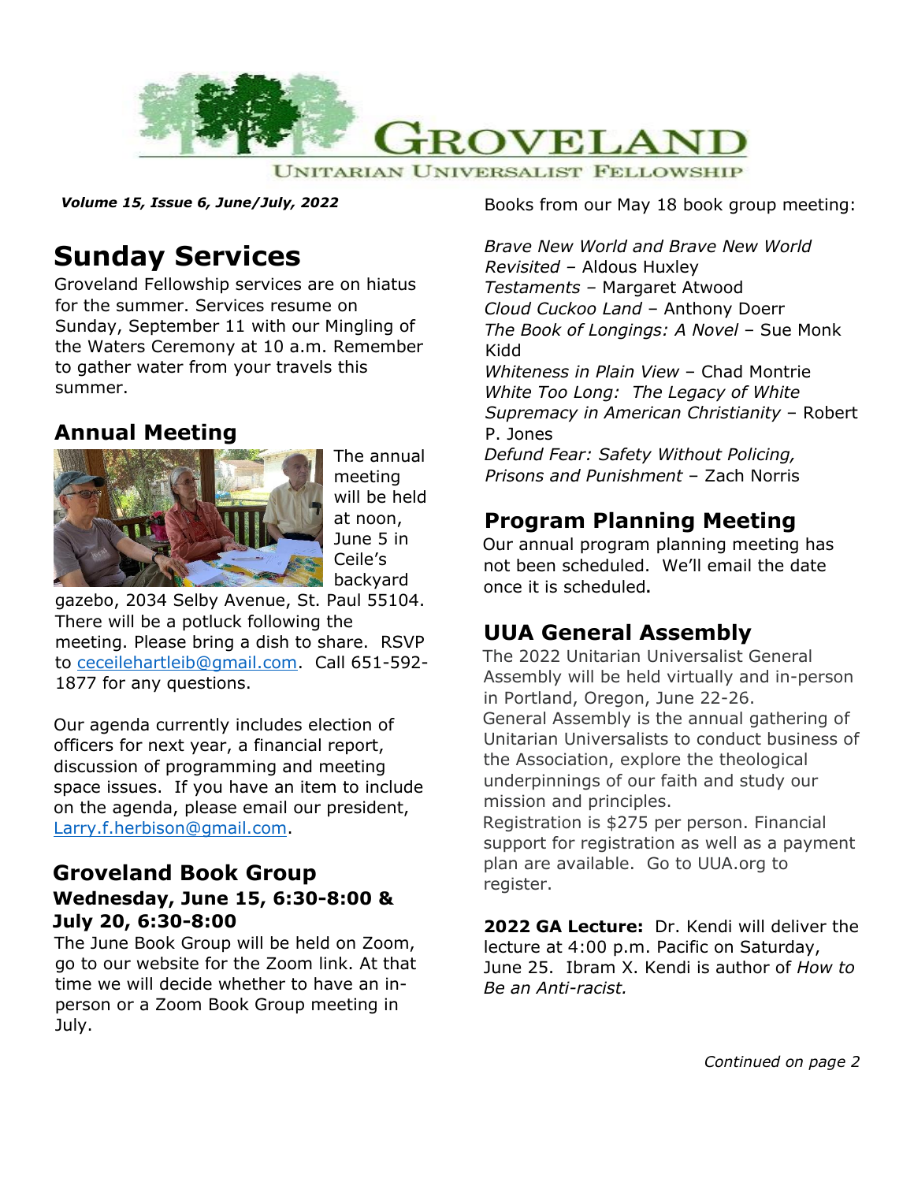# Groveland

Unitarian Universalist Fellowship

***Volume 15, Issue 6, June/July, 2022***

## Sunday Services

Groveland Fellowship services are on hiatus for the summer. Services resume on Sunday, September 11 with our Mingling of the Waters Ceremony at 10 a.m. Remember to gather water from your travels this summer.

## Annual Meeting

The annual meeting will be held at noon, June 5 in Ceile's backyard gazebo, 2034 Selby Avenue, St. Paul 55104. There will be a potluck following the meeting. Please bring a dish to share. RSVP to ceceilehartleib@gmail.com. Call 651-592-1877 for any questions.

Our agenda currently includes election of officers for next year, a financial report, discussion of programming and meeting space issues. If you have an item to include on the agenda, please email our president, Larry.f.herbison@gmail.com.

## Groveland Book Group

### Wednesday, June 15, 6:30-8:00 & July 20, 6:30-8:00

The June Book Group will be held on Zoom, go to our website for the Zoom link. At that time we will decide whether to have an in-person or a Zoom Book Group meeting in July.

Books from our May 18 book group meeting:

*Brave New World and Brave New World Revisited* – Aldous Huxley
*Testaments* – Margaret Atwood
*Cloud Cuckoo Land* – Anthony Doerr
*The Book of Longings: A Novel* – Sue Monk Kidd
*Whiteness in Plain View* – Chad Montrie
*White Too Long: The Legacy of White Supremacy in American Christianity* – Robert P. Jones
*Defund Fear: Safety Without Policing, Prisons and Punishment* – Zach Norris

## Program Planning Meeting

Our annual program planning meeting has not been scheduled. We'll email the date once it is scheduled.

## UUA General Assembly

The 2022 Unitarian Universalist General Assembly will be held virtually and in-person in Portland, Oregon, June 22-26.

General Assembly is the annual gathering of Unitarian Universalists to conduct business of the Association, explore the theological underpinnings of our faith and study our mission and principles.

Registration is $275 per person. Financial support for registration as well as a payment plan are available. Go to UUA.org to register.

**2022 GA Lecture:** Dr. Kendi will deliver the lecture at 4:00 p.m. Pacific on Saturday, June 25. Ibram X. Kendi is author of *How to Be an Anti-racist.*

*Continued on page 2*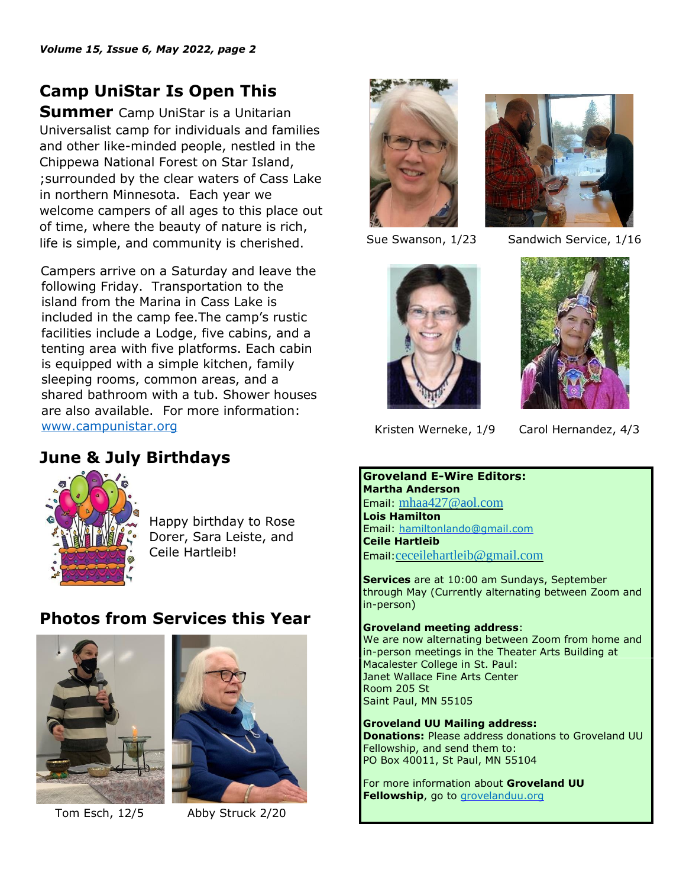## Camp UniStar Is Open This Summer

Camp UniStar is a Unitarian Universalist camp for individuals and families and other like-minded people, nestled in the Chippewa National Forest on Star Island, ;surrounded by the clear waters of Cass Lake in northern Minnesota. Each year we welcome campers of all ages to this place out of time, where the beauty of nature is rich, life is simple, and community is cherished.

Campers arrive on a Saturday and leave the following Friday. Transportation to the island from the Marina in Cass Lake is included in the camp fee.The camp's rustic facilities include a Lodge, five cabins, and a tenting area with five platforms. Each cabin is equipped with a simple kitchen, family sleeping rooms, common areas, and a shared bathroom with a tub. Shower houses are also available. For more information: www.campunistar.org

## June & July Birthdays

Happy birthday to Rose Dorer, Sara Leiste, and Ceile Hartleib!

## Photos from Services this Year

Tom Esch, 12/5

Abby Struck 2/20

Sue Swanson, 1/23

Sandwich Service, 1/16

Kristen Werneke, 1/9

Carol Hernandez, 4/3

**Groveland E-Wire Editors:**
**Martha Anderson**
Email: mhaa427@aol.com
**Lois Hamilton**
Email: hamiltonlando@gmail.com
**Ceile Hartleib**
Email: ceceilehartleib@gmail.com

**Services** are at 10:00 am Sundays, September through May (Currently alternating between Zoom and in-person)

**Groveland meeting address**:
We are now alternating between Zoom from home and in-person meetings in the Theater Arts Building at Macalester College in St. Paul:
Janet Wallace Fine Arts Center
Room 205 St
Saint Paul, MN 55105

**Groveland UU Mailing address:**
**Donations:** Please address donations to Groveland UU Fellowship, and send them to:
PO Box 40011, St Paul, MN 55104

For more information about **Groveland UU Fellowship**, go to groveland uu.org